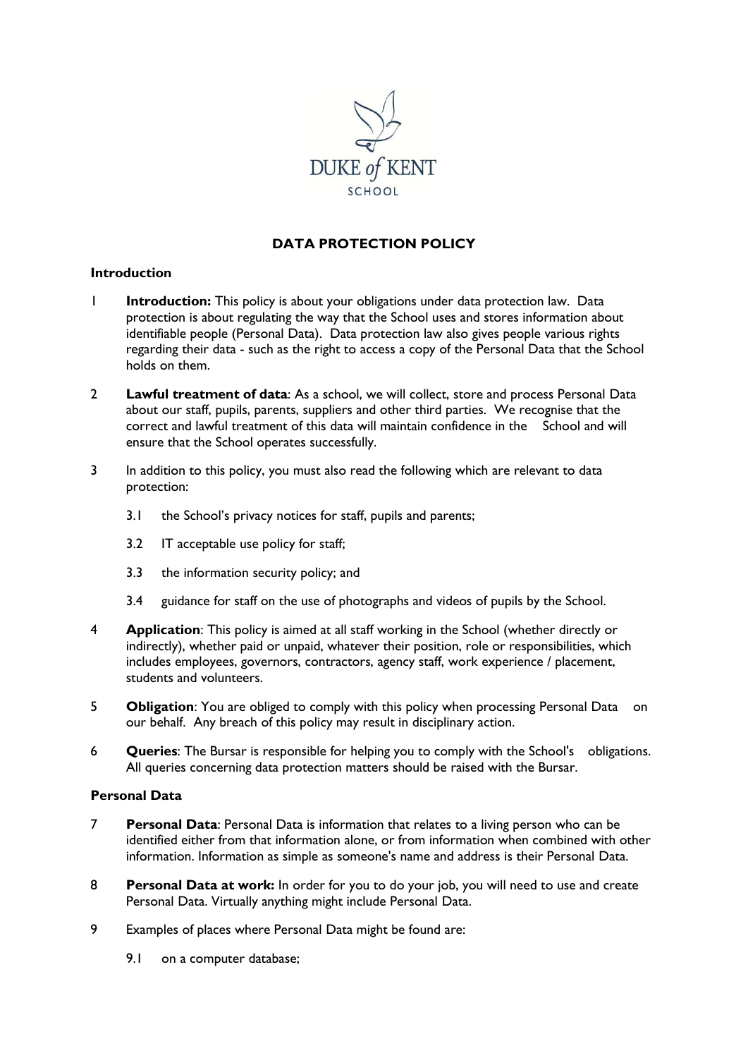DUKE of KENT
SCHOOL

# DATA PROTECTION POLICY

## Introduction

1 **Introduction:** This policy is about your obligations under data protection law. Data protection is about regulating the way that the School uses and stores information about identifiable people (Personal Data). Data protection law also gives people various rights regarding their data - such as the right to access a copy of the Personal Data that the School holds on them.

2 **Lawful treatment of data**: As a school, we will collect, store and process Personal Data about our staff, pupils, parents, suppliers and other third parties. We recognise that the correct and lawful treatment of this data will maintain confidence in the School and will ensure that the School operates successfully.

3 In addition to this policy, you must also read the following which are relevant to data protection:

- 3.1 the School's privacy notices for staff, pupils and parents;
- 3.2 IT acceptable use policy for staff;
- 3.3 the information security policy; and
- 3.4 guidance for staff on the use of photographs and videos of pupils by the School.

4 **Application**: This policy is aimed at all staff working in the School (whether directly or indirectly), whether paid or unpaid, whatever their position, role or responsibilities, which includes employees, governors, contractors, agency staff, work experience / placement, students and volunteers.

5 **Obligation**: You are obliged to comply with this policy when processing Personal Data on our behalf. Any breach of this policy may result in disciplinary action.

6 **Queries**: The Bursar is responsible for helping you to comply with the School's obligations. All queries concerning data protection matters should be raised with the Bursar.

## Personal Data

7 **Personal Data**: Personal Data is information that relates to a living person who can be identified either from that information alone, or from information when combined with other information. Information as simple as someone's name and address is their Personal Data.

8 **Personal Data at work:** In order for you to do your job, you will need to use and create Personal Data. Virtually anything might include Personal Data.

9 Examples of places where Personal Data might be found are:

- 9.1 on a computer database;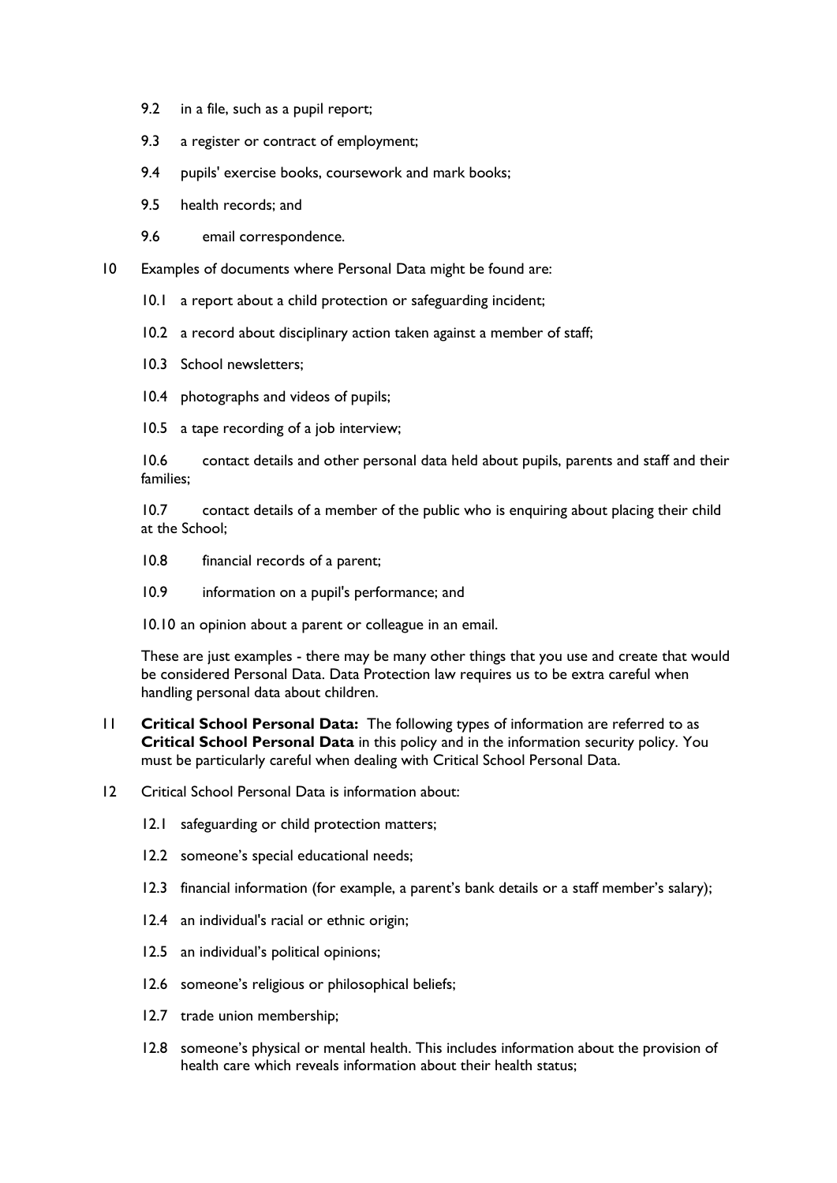9.2 in a file, such as a pupil report;

9.3 a register or contract of employment;

9.4 pupils' exercise books, coursework and mark books;

9.5 health records; and

9.6 email correspondence.

10 Examples of documents where Personal Data might be found are:

10.1 a report about a child protection or safeguarding incident;

10.2 a record about disciplinary action taken against a member of staff;

10.3 School newsletters;

10.4 photographs and videos of pupils;

10.5 a tape recording of a job interview;

10.6 contact details and other personal data held about pupils, parents and staff and their families;

10.7 contact details of a member of the public who is enquiring about placing their child at the School;

10.8 financial records of a parent;

10.9 information on a pupil's performance; and

10.10 an opinion about a parent or colleague in an email.

These are just examples - there may be many other things that you use and create that would be considered Personal Data. Data Protection law requires us to be extra careful when handling personal data about children.

11 **Critical School Personal Data:** The following types of information are referred to as **Critical School Personal Data** in this policy and in the information security policy. You must be particularly careful when dealing with Critical School Personal Data.

12 Critical School Personal Data is information about:

12.1 safeguarding or child protection matters;

12.2 someone's special educational needs;

12.3 financial information (for example, a parent's bank details or a staff member's salary);

12.4 an individual's racial or ethnic origin;

12.5 an individual's political opinions;

12.6 someone's religious or philosophical beliefs;

12.7 trade union membership;

12.8 someone's physical or mental health. This includes information about the provision of health care which reveals information about their health status;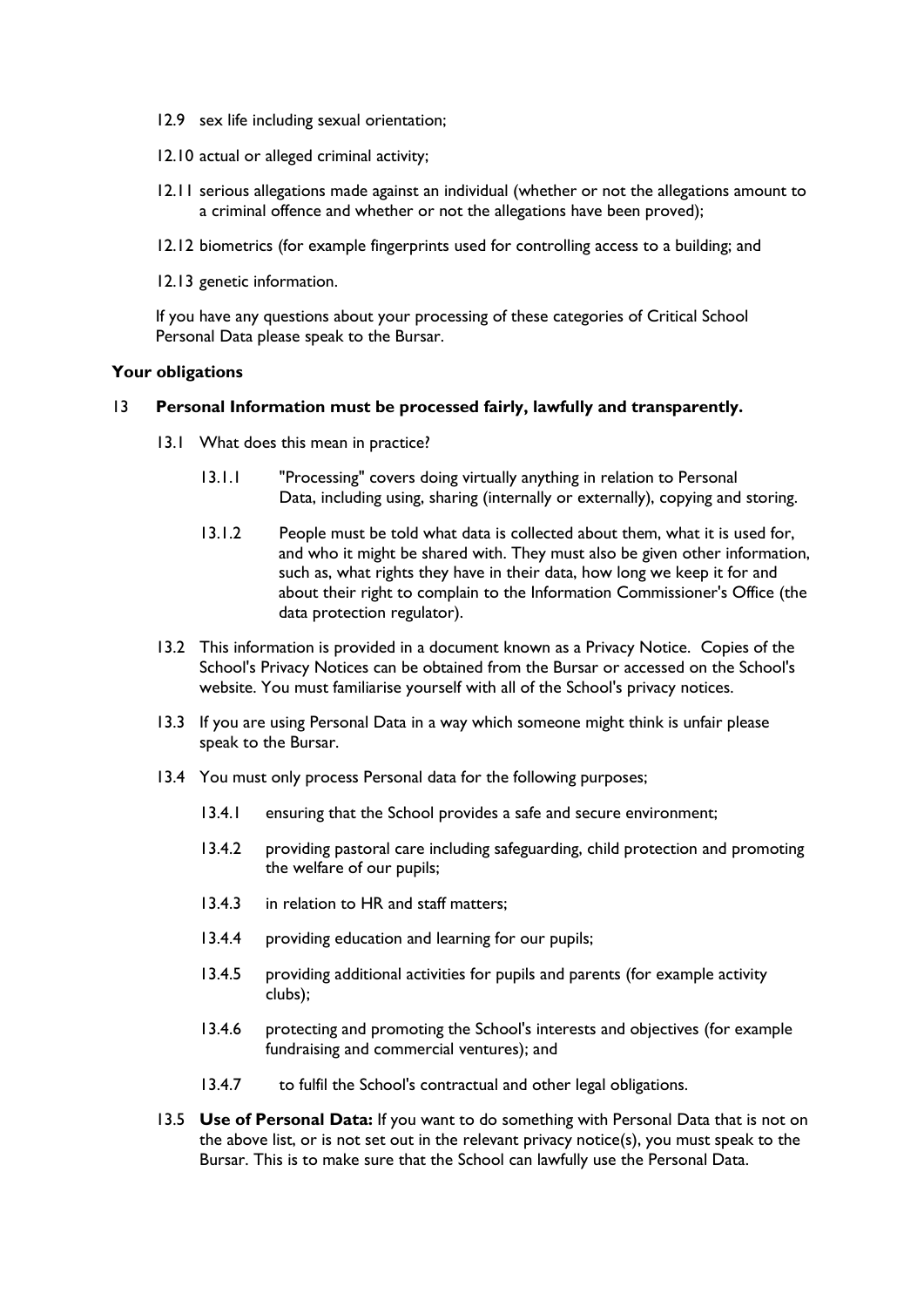12.9 sex life including sexual orientation;

12.10 actual or alleged criminal activity;

12.11 serious allegations made against an individual (whether or not the allegations amount to a criminal offence and whether or not the allegations have been proved);

12.12 biometrics (for example fingerprints used for controlling access to a building; and

12.13 genetic information.

If you have any questions about your processing of these categories of Critical School Personal Data please speak to the Bursar.

**Your obligations**

13 **Personal Information must be processed fairly, lawfully and transparently.**

13.1 What does this mean in practice?

13.1.1 "Processing" covers doing virtually anything in relation to Personal Data, including using, sharing (internally or externally), copying and storing.

13.1.2 People must be told what data is collected about them, what it is used for, and who it might be shared with. They must also be given other information, such as, what rights they have in their data, how long we keep it for and about their right to complain to the Information Commissioner's Office (the data protection regulator).

13.2 This information is provided in a document known as a Privacy Notice. Copies of the School's Privacy Notices can be obtained from the Bursar or accessed on the School's website. You must familiarise yourself with all of the School's privacy notices.

13.3 If you are using Personal Data in a way which someone might think is unfair please speak to the Bursar.

13.4 You must only process Personal data for the following purposes;

13.4.1 ensuring that the School provides a safe and secure environment;

13.4.2 providing pastoral care including safeguarding, child protection and promoting the welfare of our pupils;

13.4.3 in relation to HR and staff matters;

13.4.4 providing education and learning for our pupils;

13.4.5 providing additional activities for pupils and parents (for example activity clubs);

13.4.6 protecting and promoting the School's interests and objectives (for example fundraising and commercial ventures); and

13.4.7 to fulfil the School's contractual and other legal obligations.

13.5 **Use of Personal Data:** If you want to do something with Personal Data that is not on the above list, or is not set out in the relevant privacy notice(s), you must speak to the Bursar. This is to make sure that the School can lawfully use the Personal Data.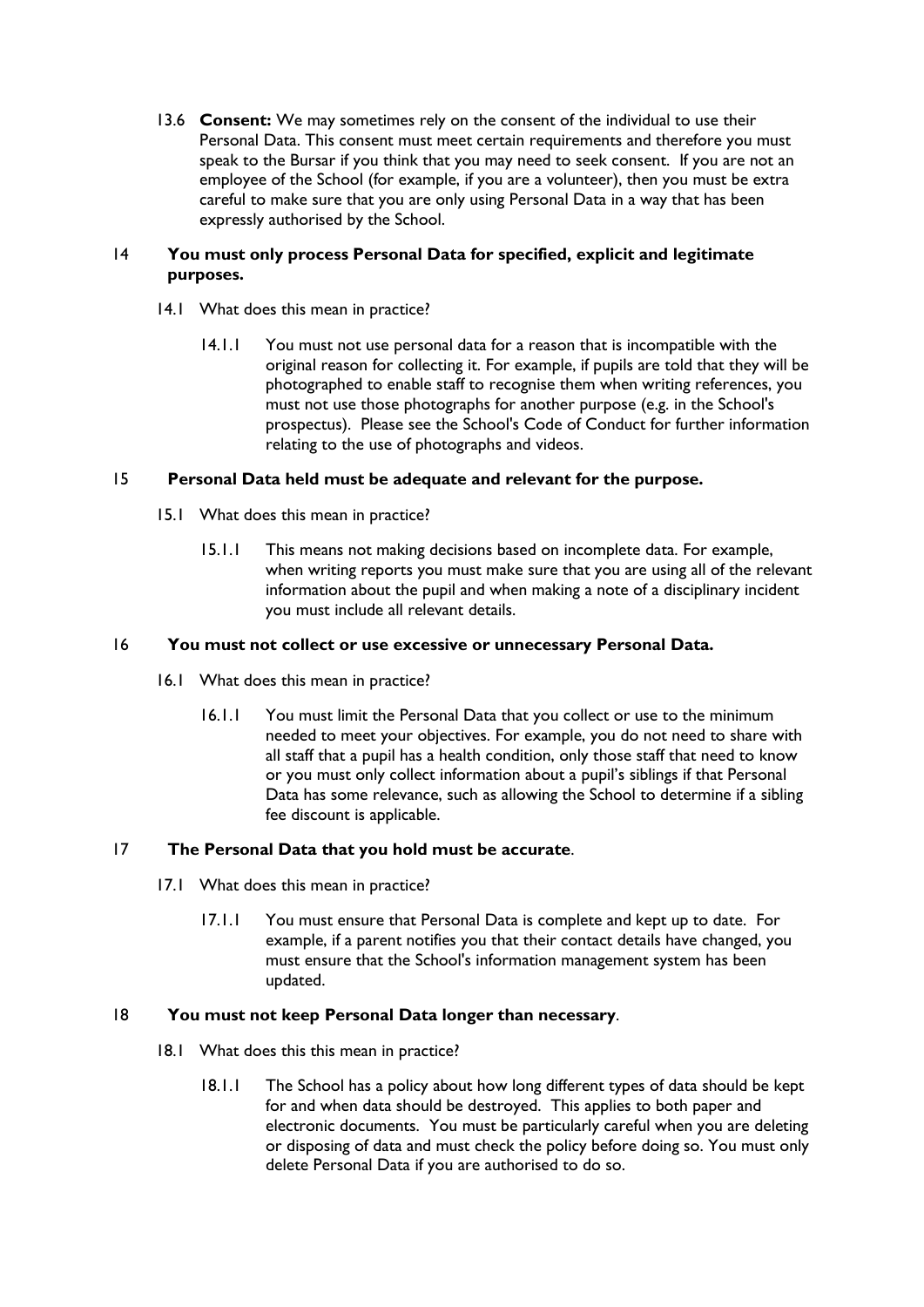13.6 **Consent:** We may sometimes rely on the consent of the individual to use their Personal Data. This consent must meet certain requirements and therefore you must speak to the Bursar if you think that you may need to seek consent. If you are not an employee of the School (for example, if you are a volunteer), then you must be extra careful to make sure that you are only using Personal Data in a way that has been expressly authorised by the School.

## 14 You must only process Personal Data for specified, explicit and legitimate purposes.

14.1 What does this mean in practice?

14.1.1 You must not use personal data for a reason that is incompatible with the original reason for collecting it. For example, if pupils are told that they will be photographed to enable staff to recognise them when writing references, you must not use those photographs for another purpose (e.g. in the School's prospectus). Please see the School's Code of Conduct for further information relating to the use of photographs and videos.

## 15 Personal Data held must be adequate and relevant for the purpose.

15.1 What does this mean in practice?

15.1.1 This means not making decisions based on incomplete data. For example, when writing reports you must make sure that you are using all of the relevant information about the pupil and when making a note of a disciplinary incident you must include all relevant details.

## 16 You must not collect or use excessive or unnecessary Personal Data.

16.1 What does this mean in practice?

16.1.1 You must limit the Personal Data that you collect or use to the minimum needed to meet your objectives. For example, you do not need to share with all staff that a pupil has a health condition, only those staff that need to know or you must only collect information about a pupil's siblings if that Personal Data has some relevance, such as allowing the School to determine if a sibling fee discount is applicable.

## 17 The Personal Data that you hold must be accurate.

17.1 What does this mean in practice?

17.1.1 You must ensure that Personal Data is complete and kept up to date. For example, if a parent notifies you that their contact details have changed, you must ensure that the School's information management system has been updated.

## 18 You must not keep Personal Data longer than necessary.

18.1 What does this this mean in practice?

18.1.1 The School has a policy about how long different types of data should be kept for and when data should be destroyed. This applies to both paper and electronic documents. You must be particularly careful when you are deleting or disposing of data and must check the policy before doing so. You must only delete Personal Data if you are authorised to do so.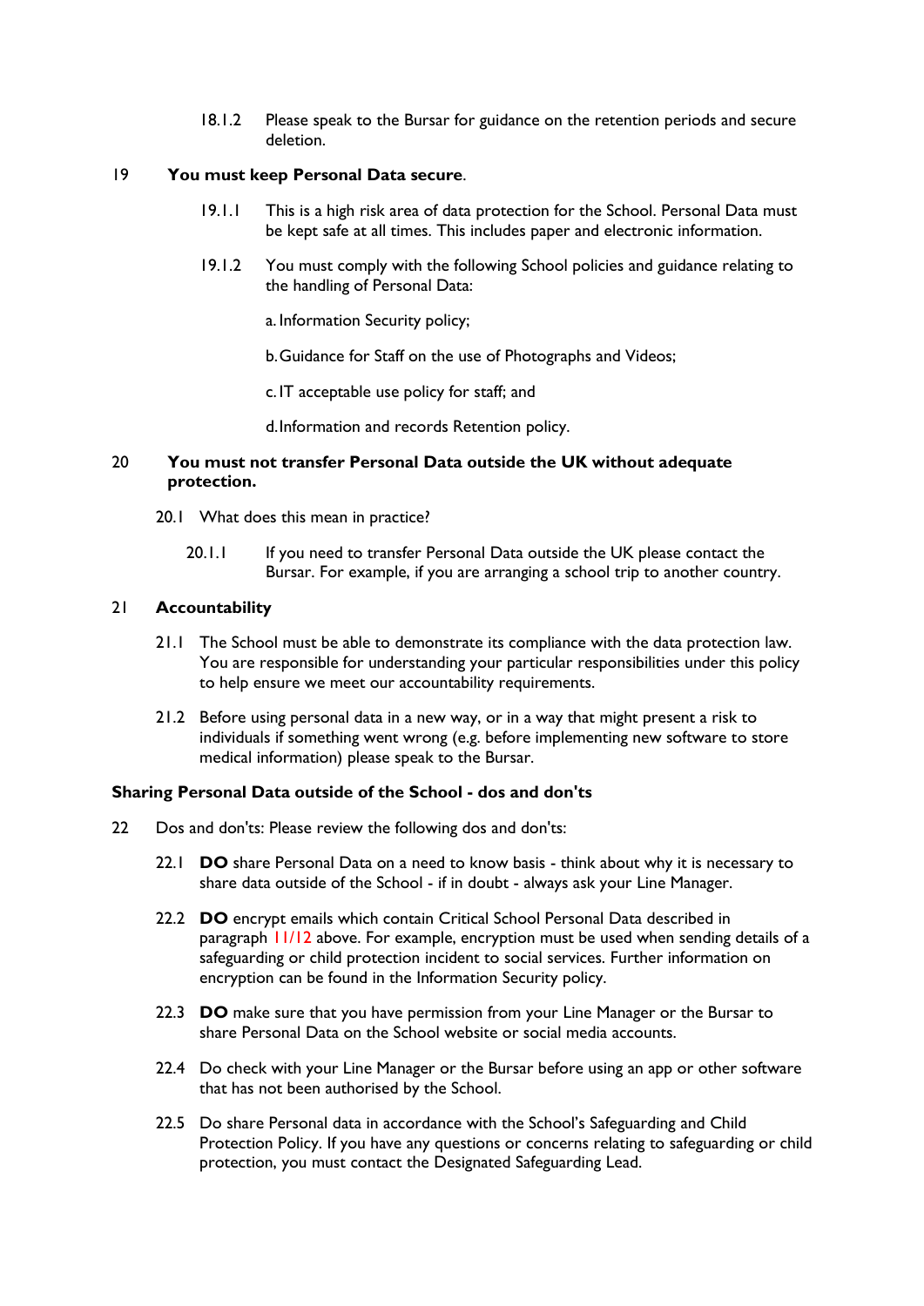18.1.2 Please speak to the Bursar for guidance on the retention periods and secure deletion.

19 **You must keep Personal Data secure**.

19.1.1 This is a high risk area of data protection for the School. Personal Data must be kept safe at all times. This includes paper and electronic information.

19.1.2 You must comply with the following School policies and guidance relating to the handling of Personal Data:

a. Information Security policy;

b. Guidance for Staff on the use of Photographs and Videos;

c. IT acceptable use policy for staff; and

d. Information and records Retention policy.

20 **You must not transfer Personal Data outside the UK without adequate protection.**

20.1 What does this mean in practice?

20.1.1 If you need to transfer Personal Data outside the UK please contact the Bursar. For example, if you are arranging a school trip to another country.

21 **Accountability**

21.1 The School must be able to demonstrate its compliance with the data protection law. You are responsible for understanding your particular responsibilities under this policy to help ensure we meet our accountability requirements.

21.2 Before using personal data in a new way, or in a way that might present a risk to individuals if something went wrong (e.g. before implementing new software to store medical information) please speak to the Bursar.

**Sharing Personal Data outside of the School - dos and don'ts**

22 Dos and don'ts: Please review the following dos and don'ts:

22.1 **DO** share Personal Data on a need to know basis - think about why it is necessary to share data outside of the School - if in doubt - always ask your Line Manager.

22.2 **DO** encrypt emails which contain Critical School Personal Data described in paragraph 11/12 above. For example, encryption must be used when sending details of a safeguarding or child protection incident to social services. Further information on encryption can be found in the Information Security policy.

22.3 **DO** make sure that you have permission from your Line Manager or the Bursar to share Personal Data on the School website or social media accounts.

22.4 Do check with your Line Manager or the Bursar before using an app or other software that has not been authorised by the School.

22.5 Do share Personal data in accordance with the School's Safeguarding and Child Protection Policy. If you have any questions or concerns relating to safeguarding or child protection, you must contact the Designated Safeguarding Lead.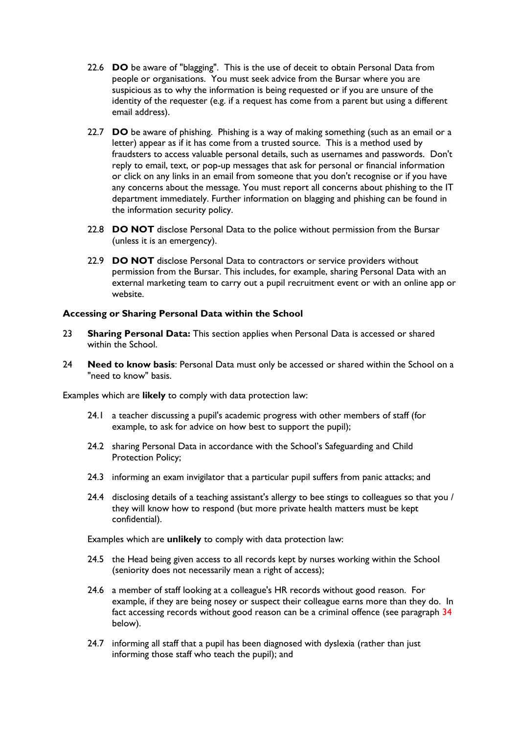22.6 **DO** be aware of "blagging". This is the use of deceit to obtain Personal Data from people or organisations. You must seek advice from the Bursar where you are suspicious as to why the information is being requested or if you are unsure of the identity of the requester (e.g. if a request has come from a parent but using a different email address).

22.7 **DO** be aware of phishing. Phishing is a way of making something (such as an email or a letter) appear as if it has come from a trusted source. This is a method used by fraudsters to access valuable personal details, such as usernames and passwords. Don't reply to email, text, or pop-up messages that ask for personal or financial information or click on any links in an email from someone that you don't recognise or if you have any concerns about the message. You must report all concerns about phishing to the IT department immediately. Further information on blagging and phishing can be found in the information security policy.

22.8 **DO NOT** disclose Personal Data to the police without permission from the Bursar (unless it is an emergency).

22.9 **DO NOT** disclose Personal Data to contractors or service providers without permission from the Bursar. This includes, for example, sharing Personal Data with an external marketing team to carry out a pupil recruitment event or with an online app or website.

**Accessing or Sharing Personal Data within the School**

23 **Sharing Personal Data:** This section applies when Personal Data is accessed or shared within the School.

24 **Need to know basis**: Personal Data must only be accessed or shared within the School on a "need to know" basis.

Examples which are **likely** to comply with data protection law:

24.1 a teacher discussing a pupil's academic progress with other members of staff (for example, to ask for advice on how best to support the pupil);

24.2 sharing Personal Data in accordance with the School's Safeguarding and Child Protection Policy;

24.3 informing an exam invigilator that a particular pupil suffers from panic attacks; and

24.4 disclosing details of a teaching assistant's allergy to bee stings to colleagues so that you / they will know how to respond (but more private health matters must be kept confidential).

Examples which are **unlikely** to comply with data protection law:

24.5 the Head being given access to all records kept by nurses working within the School (seniority does not necessarily mean a right of access);

24.6 a member of staff looking at a colleague's HR records without good reason. For example, if they are being nosey or suspect their colleague earns more than they do. In fact accessing records without good reason can be a criminal offence (see paragraph 34 below).

24.7 informing all staff that a pupil has been diagnosed with dyslexia (rather than just informing those staff who teach the pupil); and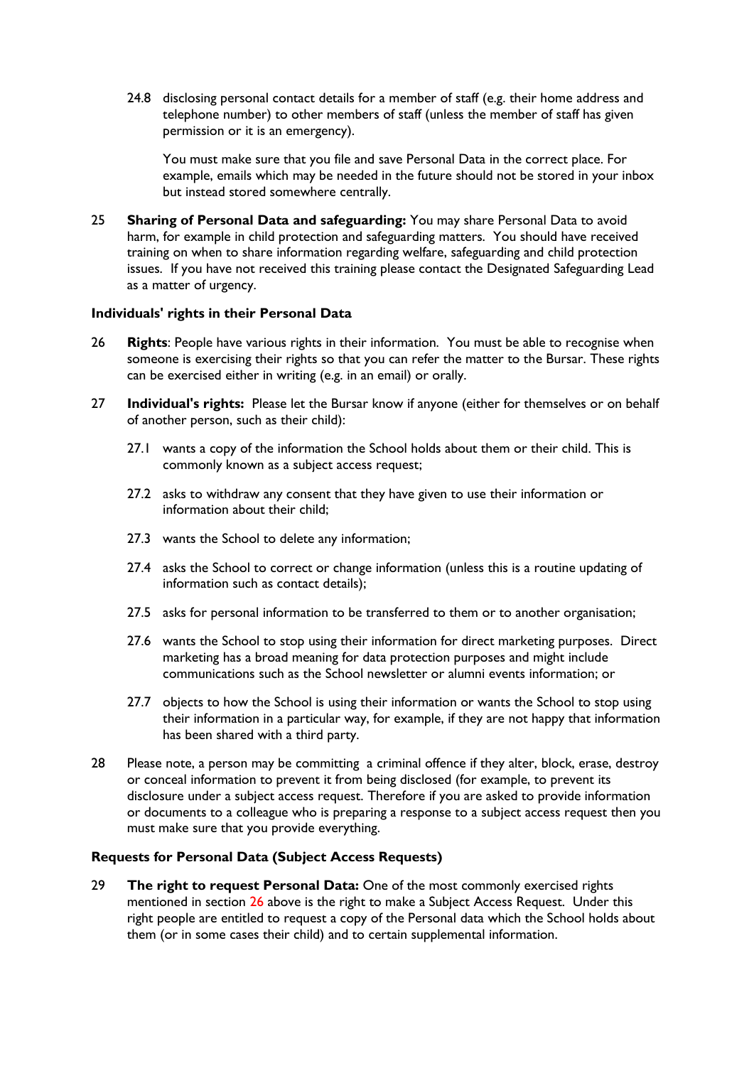24.8 disclosing personal contact details for a member of staff (e.g. their home address and telephone number) to other members of staff (unless the member of staff has given permission or it is an emergency).

You must make sure that you file and save Personal Data in the correct place. For example, emails which may be needed in the future should not be stored in your inbox but instead stored somewhere centrally.

25 **Sharing of Personal Data and safeguarding:** You may share Personal Data to avoid harm, for example in child protection and safeguarding matters. You should have received training on when to share information regarding welfare, safeguarding and child protection issues. If you have not received this training please contact the Designated Safeguarding Lead as a matter of urgency.

**Individuals' rights in their Personal Data**

26 **Rights**: People have various rights in their information. You must be able to recognise when someone is exercising their rights so that you can refer the matter to the Bursar. These rights can be exercised either in writing (e.g. in an email) or orally.

27 **Individual's rights:** Please let the Bursar know if anyone (either for themselves or on behalf of another person, such as their child):

27.1 wants a copy of the information the School holds about them or their child. This is commonly known as a subject access request;

27.2 asks to withdraw any consent that they have given to use their information or information about their child;

27.3 wants the School to delete any information;

27.4 asks the School to correct or change information (unless this is a routine updating of information such as contact details);

27.5 asks for personal information to be transferred to them or to another organisation;

27.6 wants the School to stop using their information for direct marketing purposes. Direct marketing has a broad meaning for data protection purposes and might include communications such as the School newsletter or alumni events information; or

27.7 objects to how the School is using their information or wants the School to stop using their information in a particular way, for example, if they are not happy that information has been shared with a third party.

28 Please note, a person may be committing a criminal offence if they alter, block, erase, destroy or conceal information to prevent it from being disclosed (for example, to prevent its disclosure under a subject access request. Therefore if you are asked to provide information or documents to a colleague who is preparing a response to a subject access request then you must make sure that you provide everything.

**Requests for Personal Data (Subject Access Requests)**

29 **The right to request Personal Data:** One of the most commonly exercised rights mentioned in section 26 above is the right to make a Subject Access Request. Under this right people are entitled to request a copy of the Personal data which the School holds about them (or in some cases their child) and to certain supplemental information.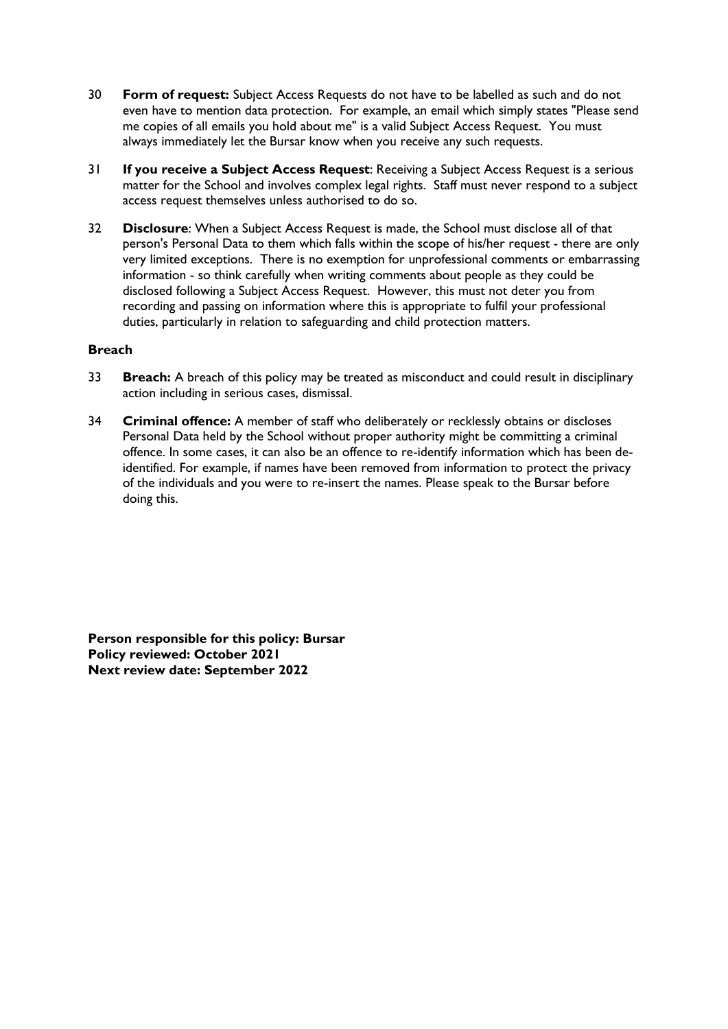30 **Form of request:** Subject Access Requests do not have to be labelled as such and do not even have to mention data protection. For example, an email which simply states "Please send me copies of all emails you hold about me" is a valid Subject Access Request. You must always immediately let the Bursar know when you receive any such requests.

31 **If you receive a Subject Access Request**: Receiving a Subject Access Request is a serious matter for the School and involves complex legal rights. Staff must never respond to a subject access request themselves unless authorised to do so.

32 **Disclosure**: When a Subject Access Request is made, the School must disclose all of that person's Personal Data to them which falls within the scope of his/her request - there are only very limited exceptions. There is no exemption for unprofessional comments or embarrassing information - so think carefully when writing comments about people as they could be disclosed following a Subject Access Request. However, this must not deter you from recording and passing on information where this is appropriate to fulfil your professional duties, particularly in relation to safeguarding and child protection matters.

**Breach**

33 **Breach:** A breach of this policy may be treated as misconduct and could result in disciplinary action including in serious cases, dismissal.

34 **Criminal offence:** A member of staff who deliberately or recklessly obtains or discloses Personal Data held by the School without proper authority might be committing a criminal offence. In some cases, it can also be an offence to re-identify information which has been de-identified. For example, if names have been removed from information to protect the privacy of the individuals and you were to re-insert the names. Please speak to the Bursar before doing this.

**Person responsible for this policy: Bursar**
**Policy reviewed: October 2021**
**Next review date: September 2022**